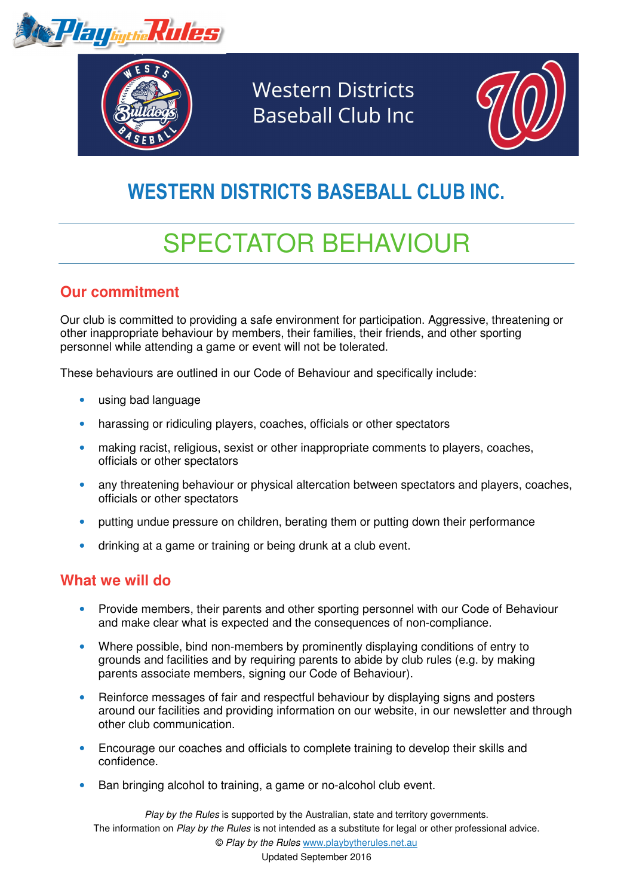Western Districts Baseball Club Inc

# WESTERN DISTRICTS BASEBALL CLUB INC.

# SPECTATOR BEHAVIOUR

## Our commitment

Our club is committed to providing a safe environment for participation. Aggressive, threatening or other inappropriate behaviour by members, their families, their friends, and other sporting personnel while attending a game or event will not be tolerated.

These behaviours are outlined in our Code of Behaviour and specifically include:

- using bad language
- harassing or ridiculing players, coaches, officials or other spectators
- making racist, religious, sexist or other inappropriate comments to players, coaches, officials or other spectators
- any threatening behaviour or physical altercation between spectators and players, coaches, officials or other spectators
- putting undue pressure on children, berating them or putting down their performance
- drinking at a game or training or being drunk at a club event.

## What we will do

- Provide members, their parents and other sporting personnel with our Code of Behaviour and make clear what is expected and the consequences of non-compliance.
- Where possible, bind non-members by prominently displaying conditions of entry to grounds and facilities and by requiring parents to abide by club rules (e.g. by making parents associate members, signing our Code of Behaviour).
- Reinforce messages of fair and respectful behaviour by displaying signs and posters around our facilities and providing information on our website, in our newsletter and through other club communication.
- Encourage our coaches and officials to complete training to develop their skills and confidence.
- Ban bringing alcohol to training, a game or no-alcohol club event.

*Play by the Rules* is supported by the Australian, state and territory governments.
The information on *Play by the Rules* is not intended as a substitute for legal or other professional advice.
© *Play by the Rules* www.playbytherules.net.au
Updated September 2016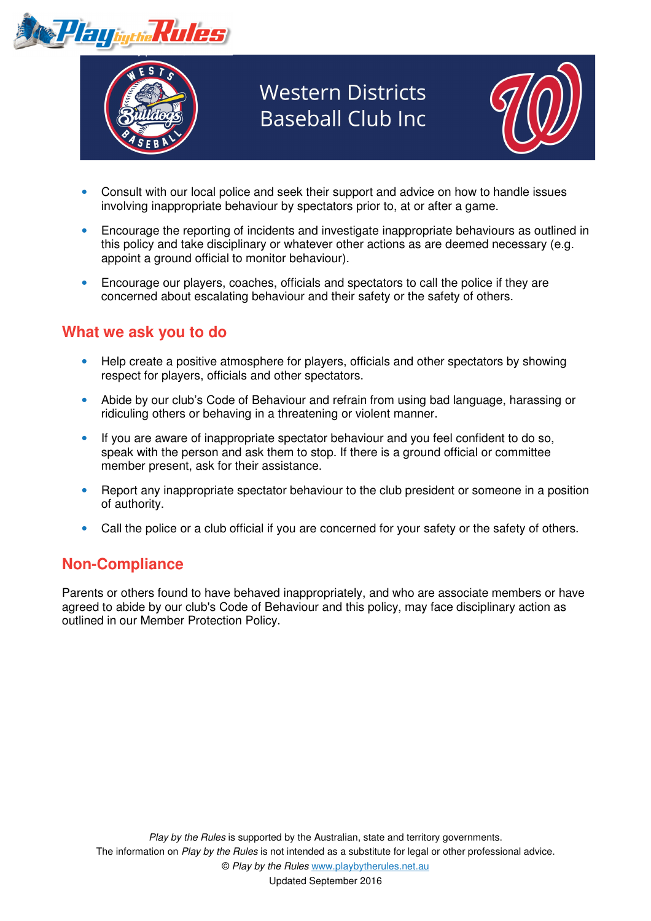- Consult with our local police and seek their support and advice on how to handle issues involving inappropriate behaviour by spectators prior to, at or after a game.
- Encourage the reporting of incidents and investigate inappropriate behaviours as outlined in this policy and take disciplinary or whatever other actions as are deemed necessary (e.g. appoint a ground official to monitor behaviour).
- Encourage our players, coaches, officials and spectators to call the police if they are concerned about escalating behaviour and their safety or the safety of others.

## What we ask you to do

- Help create a positive atmosphere for players, officials and other spectators by showing respect for players, officials and other spectators.
- Abide by our club's Code of Behaviour and refrain from using bad language, harassing or ridiculing others or behaving in a threatening or violent manner.
- If you are aware of inappropriate spectator behaviour and you feel confident to do so, speak with the person and ask them to stop. If there is a ground official or committee member present, ask for their assistance.
- Report any inappropriate spectator behaviour to the club president or someone in a position of authority.
- Call the police or a club official if you are concerned for your safety or the safety of others.

## Non-Compliance

Parents or others found to have behaved inappropriately, and who are associate members or have agreed to abide by our club's Code of Behaviour and this policy, may face disciplinary action as outlined in our Member Protection Policy.

*Play by the Rules* is supported by the Australian, state and territory governments.
The information on *Play by the Rules* is not intended as a substitute for legal or other professional advice.
© *Play by the Rules* www.playbytherules.net.au
Updated September 2016